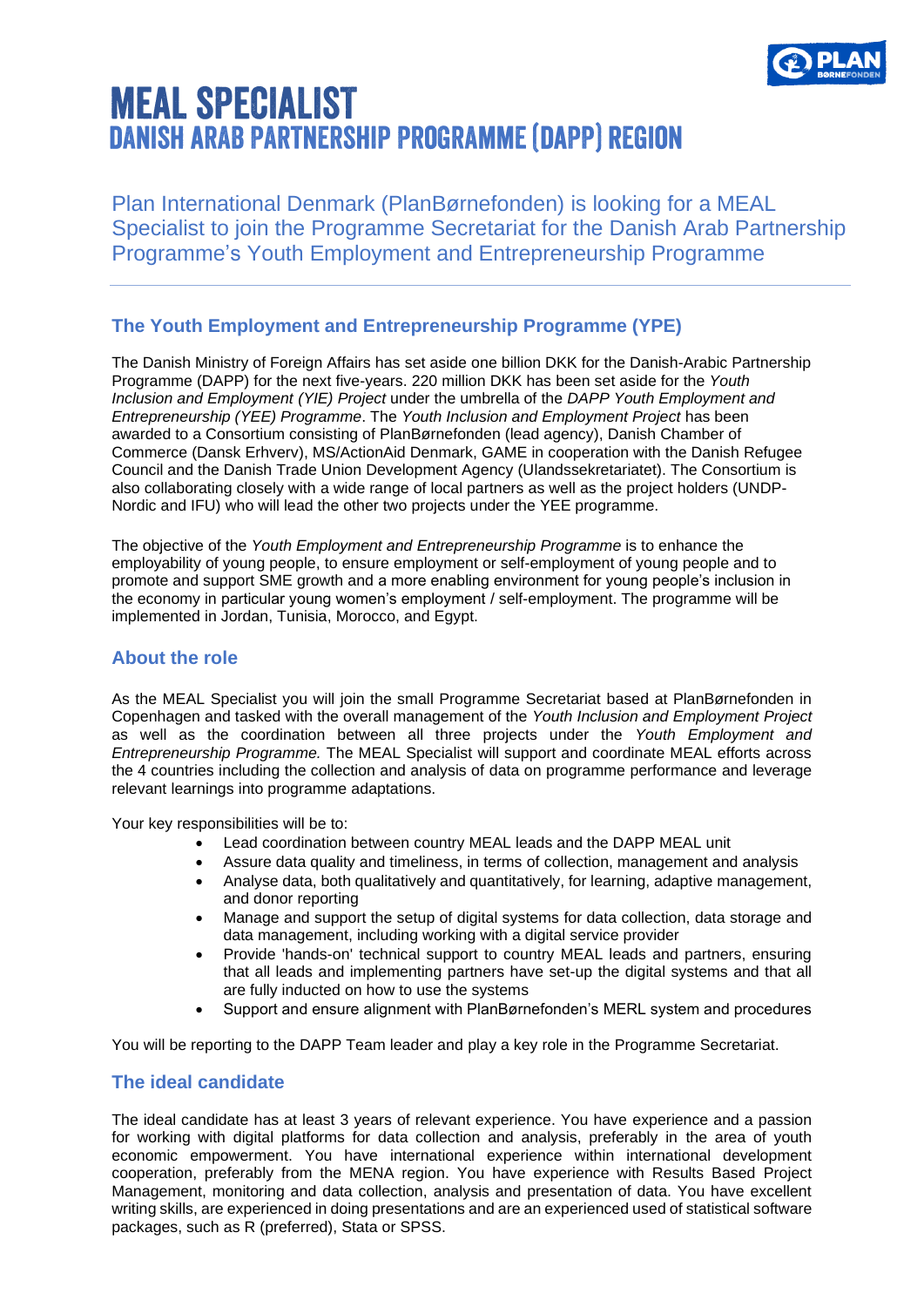# MEAL SPECIALIST
## DANISH ARAB PARTNERSHIP PROGRAMME (DAPP) REGION

Plan International Denmark (PlanBørnefonden) is looking for a MEAL Specialist to join the Programme Secretariat for the Danish Arab Partnership Programme's Youth Employment and Entrepreneurship Programme

---

### The Youth Employment and Entrepreneurship Programme (YPE)

The Danish Ministry of Foreign Affairs has set aside one billion DKK for the Danish-Arabic Partnership Programme (DAPP) for the next five-years. 220 million DKK has been set aside for the *Youth Inclusion and Employment (YIE) Project* under the umbrella of the *DAPP Youth Employment and Entrepreneurship (YEE) Programme*. The *Youth Inclusion and Employment Project* has been awarded to a Consortium consisting of PlanBørnefonden (lead agency), Danish Chamber of Commerce (Dansk Erhverv), MS/ActionAid Denmark, GAME in cooperation with the Danish Refugee Council and the Danish Trade Union Development Agency (Ulandssekretariatet). The Consortium is also collaborating closely with a wide range of local partners as well as the project holders (UNDP-Nordic and IFU) who will lead the other two projects under the YEE programme.

The objective of the *Youth Employment and Entrepreneurship Programme* is to enhance the employability of young people, to ensure employment or self-employment of young people and to promote and support SME growth and a more enabling environment for young people's inclusion in the economy in particular young women's employment / self-employment. The programme will be implemented in Jordan, Tunisia, Morocco, and Egypt.

### About the role

As the MEAL Specialist you will join the small Programme Secretariat based at PlanBørnefonden in Copenhagen and tasked with the overall management of the *Youth Inclusion and Employment Project* as well as the coordination between all three projects under the *Youth Employment and Entrepreneurship Programme.* The MEAL Specialist will support and coordinate MEAL efforts across the 4 countries including the collection and analysis of data on programme performance and leverage relevant learnings into programme adaptations.

Your key responsibilities will be to:

- Lead coordination between country MEAL leads and the DAPP MEAL unit
- Assure data quality and timeliness, in terms of collection, management and analysis
- Analyse data, both qualitatively and quantitatively, for learning, adaptive management, and donor reporting
- Manage and support the setup of digital systems for data collection, data storage and data management, including working with a digital service provider
- Provide 'hands-on' technical support to country MEAL leads and partners, ensuring that all leads and implementing partners have set-up the digital systems and that all are fully inducted on how to use the systems
- Support and ensure alignment with PlanBørnefonden's MERL system and procedures

You will be reporting to the DAPP Team leader and play a key role in the Programme Secretariat.

### The ideal candidate

The ideal candidate has at least 3 years of relevant experience. You have experience and a passion for working with digital platforms for data collection and analysis, preferably in the area of youth economic empowerment. You have international experience within international development cooperation, preferably from the MENA region. You have experience with Results Based Project Management, monitoring and data collection, analysis and presentation of data. You have excellent writing skills, are experienced in doing presentations and are an experienced used of statistical software packages, such as R (preferred), Stata or SPSS.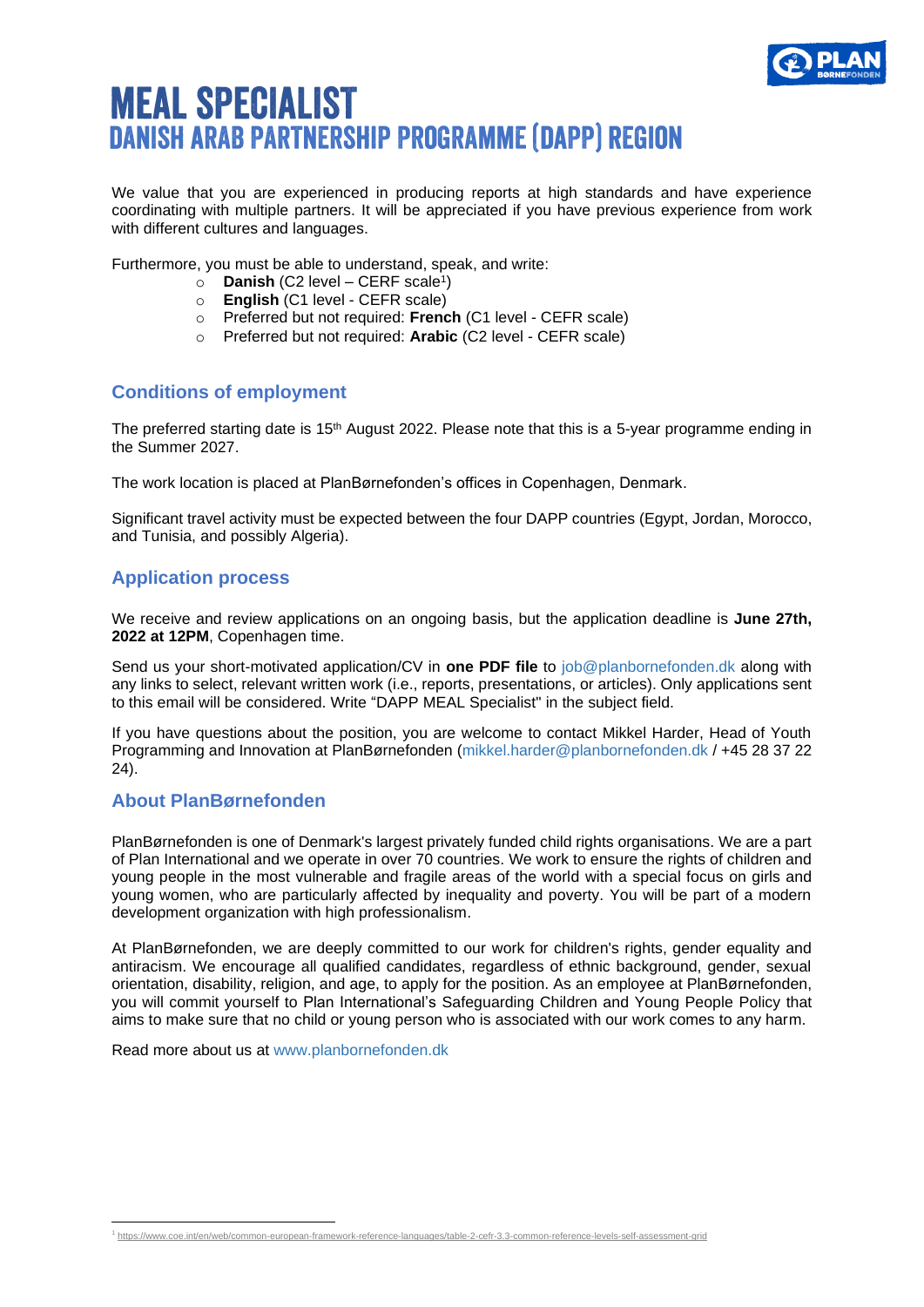# MEAL SPECIALIST
## DANISH ARAB PARTNERSHIP PROGRAMME (DAPP) REGION

We value that you are experienced in producing reports at high standards and have experience coordinating with multiple partners. It will be appreciated if you have previous experience from work with different cultures and languages.

Furthermore, you must be able to understand, speak, and write:

- **Danish** (C2 level – CERF scale[1])
- **English** (C1 level - CEFR scale)
- Preferred but not required: **French** (C1 level - CEFR scale)
- Preferred but not required: **Arabic** (C2 level - CEFR scale)

### Conditions of employment

The preferred starting date is 15th August 2022. Please note that this is a 5-year programme ending in the Summer 2027.

The work location is placed at PlanBørnefonden's offices in Copenhagen, Denmark.

Significant travel activity must be expected between the four DAPP countries (Egypt, Jordan, Morocco, and Tunisia, and possibly Algeria).

### Application process

We receive and review applications on an ongoing basis, but the application deadline is **June 27th, 2022 at 12PM**, Copenhagen time.

Send us your short-motivated application/CV in **one PDF file** to job@planbornefonden.dk along with any links to select, relevant written work (i.e., reports, presentations, or articles). Only applications sent to this email will be considered. Write "DAPP MEAL Specialist" in the subject field.

If you have questions about the position, you are welcome to contact Mikkel Harder, Head of Youth Programming and Innovation at PlanBørnefonden (mikkel.harder@planbornefonden.dk / +45 28 37 22 24).

### About PlanBørnefonden

PlanBørnefonden is one of Denmark's largest privately funded child rights organisations. We are a part of Plan International and we operate in over 70 countries. We work to ensure the rights of children and young people in the most vulnerable and fragile areas of the world with a special focus on girls and young women, who are particularly affected by inequality and poverty. You will be part of a modern development organization with high professionalism.

At PlanBørnefonden, we are deeply committed to our work for children's rights, gender equality and antiracism. We encourage all qualified candidates, regardless of ethnic background, gender, sexual orientation, disability, religion, and age, to apply for the position. As an employee at PlanBørnefonden, you will commit yourself to Plan International's Safeguarding Children and Young People Policy that aims to make sure that no child or young person who is associated with our work comes to any harm.

Read more about us at www.planbornefonden.dk

[1] https://www.coe.int/en/web/common-european-framework-reference-languages/table-2-cefr-3.3-common-reference-levels-self-assessment-grid